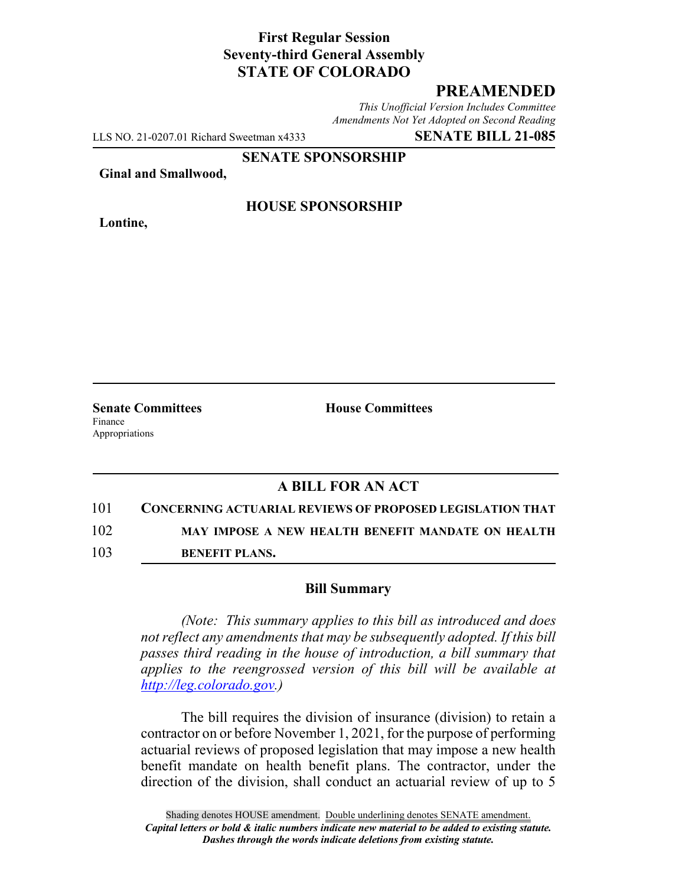**First Regular Session**
**Seventy-third General Assembly**
**STATE OF COLORADO**

# PREAMENDED

*This Unofficial Version Includes Committee Amendments Not Yet Adopted on Second Reading*

LLS NO. 21-0207.01 Richard Sweetman x4333 **SENATE BILL 21-085**

**SENATE SPONSORSHIP**

**Ginal and Smallwood,**

**HOUSE SPONSORSHIP**

**Lontine,**

| **Senate Committees** | **House Committees** |
| --- | --- |
| Finance | |
| Appropriations | |

## A BILL FOR AN ACT

101 **CONCERNING ACTUARIAL REVIEWS OF PROPOSED LEGISLATION THAT**
102 **MAY IMPOSE A NEW HEALTH BENEFIT MANDATE ON HEALTH**
103 **BENEFIT PLANS.**

### Bill Summary

*(Note: This summary applies to this bill as introduced and does not reflect any amendments that may be subsequently adopted. If this bill passes third reading in the house of introduction, a bill summary that applies to the reengrossed version of this bill will be available at http://leg.colorado.gov.)*

The bill requires the division of insurance (division) to retain a contractor on or before November 1, 2021, for the purpose of performing actuarial reviews of proposed legislation that may impose a new health benefit mandate on health benefit plans. The contractor, under the direction of the division, shall conduct an actuarial review of up to 5

Shading denotes HOUSE amendment. Double underlining denotes SENATE amendment.
*Capital letters or bold & italic numbers indicate new material to be added to existing statute.*
*Dashes through the words indicate deletions from existing statute.*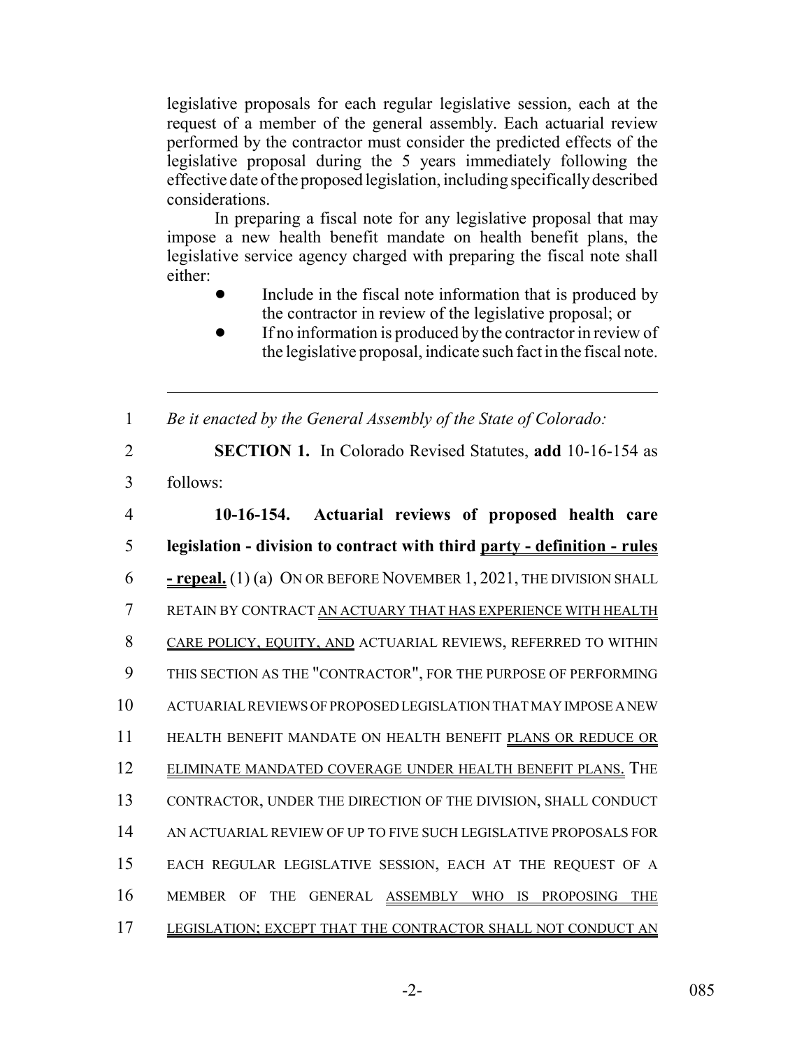legislative proposals for each regular legislative session, each at the request of a member of the general assembly. Each actuarial review performed by the contractor must consider the predicted effects of the legislative proposal during the 5 years immediately following the effective date of the proposed legislation, including specifically described considerations.

In preparing a fiscal note for any legislative proposal that may impose a new health benefit mandate on health benefit plans, the legislative service agency charged with preparing the fiscal note shall either:

- Include in the fiscal note information that is produced by the contractor in review of the legislative proposal; or
- If no information is produced by the contractor in review of the legislative proposal, indicate such fact in the fiscal note.

---

1 *Be it enacted by the General Assembly of the State of Colorado:*

2 **SECTION 1.** In Colorado Revised Statutes, **add** 10-16-154 as

3 follows:

4 **10-16-154. Actuarial reviews of proposed health care**

5 **legislation - division to contract with third party - definition - rules**

6 **- repeal.** (1) (a) ON OR BEFORE NOVEMBER 1, 2021, THE DIVISION SHALL

7 RETAIN BY CONTRACT AN ACTUARY THAT HAS EXPERIENCE WITH HEALTH

8 CARE POLICY, EQUITY, AND ACTUARIAL REVIEWS, REFERRED TO WITHIN

9 THIS SECTION AS THE "CONTRACTOR", FOR THE PURPOSE OF PERFORMING

10 ACTUARIAL REVIEWS OF PROPOSED LEGISLATION THAT MAY IMPOSE A NEW

11 HEALTH BENEFIT MANDATE ON HEALTH BENEFIT PLANS OR REDUCE OR

12 ELIMINATE MANDATED COVERAGE UNDER HEALTH BENEFIT PLANS. THE

13 CONTRACTOR, UNDER THE DIRECTION OF THE DIVISION, SHALL CONDUCT

14 AN ACTUARIAL REVIEW OF UP TO FIVE SUCH LEGISLATIVE PROPOSALS FOR

15 EACH REGULAR LEGISLATIVE SESSION, EACH AT THE REQUEST OF A

16 MEMBER OF THE GENERAL ASSEMBLY WHO IS PROPOSING THE

17 LEGISLATION; EXCEPT THAT THE CONTRACTOR SHALL NOT CONDUCT AN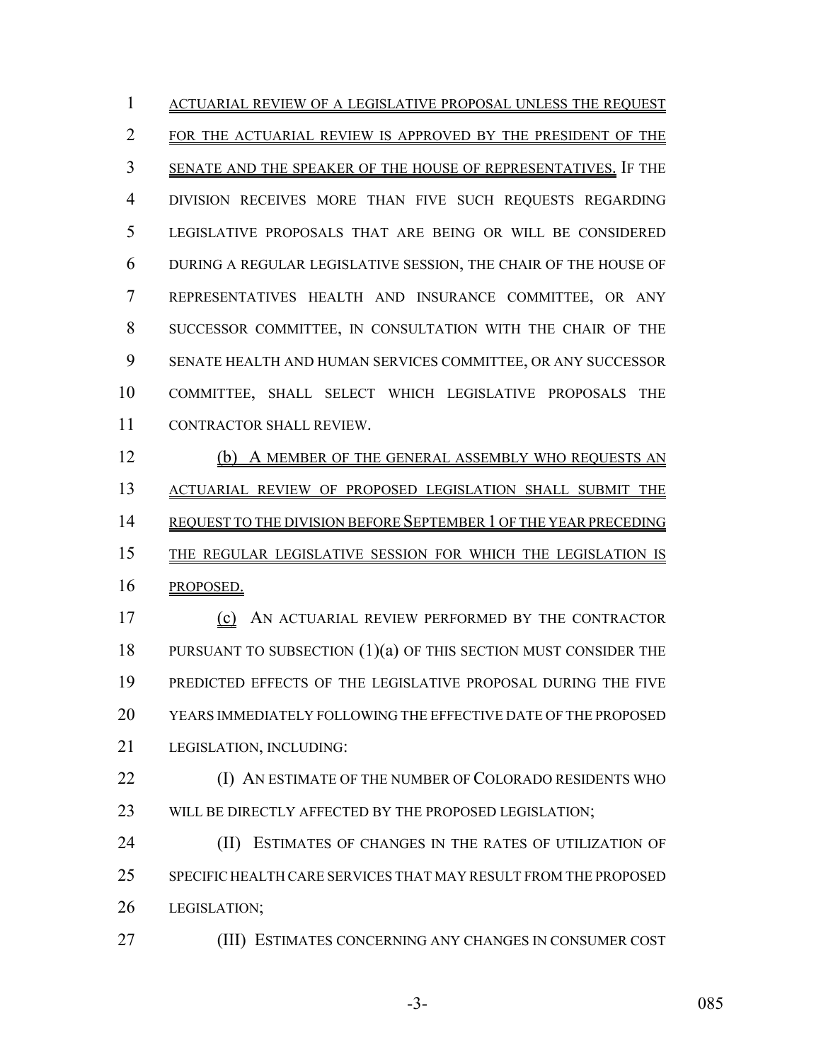ACTUARIAL REVIEW OF A LEGISLATIVE PROPOSAL UNLESS THE REQUEST FOR THE ACTUARIAL REVIEW IS APPROVED BY THE PRESIDENT OF THE SENATE AND THE SPEAKER OF THE HOUSE OF REPRESENTATIVES. IF THE DIVISION RECEIVES MORE THAN FIVE SUCH REQUESTS REGARDING LEGISLATIVE PROPOSALS THAT ARE BEING OR WILL BE CONSIDERED DURING A REGULAR LEGISLATIVE SESSION, THE CHAIR OF THE HOUSE OF REPRESENTATIVES HEALTH AND INSURANCE COMMITTEE, OR ANY SUCCESSOR COMMITTEE, IN CONSULTATION WITH THE CHAIR OF THE SENATE HEALTH AND HUMAN SERVICES COMMITTEE, OR ANY SUCCESSOR COMMITTEE, SHALL SELECT WHICH LEGISLATIVE PROPOSALS THE CONTRACTOR SHALL REVIEW.

(b) A MEMBER OF THE GENERAL ASSEMBLY WHO REQUESTS AN ACTUARIAL REVIEW OF PROPOSED LEGISLATION SHALL SUBMIT THE REQUEST TO THE DIVISION BEFORE SEPTEMBER 1 OF THE YEAR PRECEDING THE REGULAR LEGISLATIVE SESSION FOR WHICH THE LEGISLATION IS PROPOSED.

(c) AN ACTUARIAL REVIEW PERFORMED BY THE CONTRACTOR PURSUANT TO SUBSECTION (1)(a) OF THIS SECTION MUST CONSIDER THE PREDICTED EFFECTS OF THE LEGISLATIVE PROPOSAL DURING THE FIVE YEARS IMMEDIATELY FOLLOWING THE EFFECTIVE DATE OF THE PROPOSED LEGISLATION, INCLUDING:

(I) AN ESTIMATE OF THE NUMBER OF COLORADO RESIDENTS WHO WILL BE DIRECTLY AFFECTED BY THE PROPOSED LEGISLATION;

(II) ESTIMATES OF CHANGES IN THE RATES OF UTILIZATION OF SPECIFIC HEALTH CARE SERVICES THAT MAY RESULT FROM THE PROPOSED LEGISLATION;

(III) ESTIMATES CONCERNING ANY CHANGES IN CONSUMER COST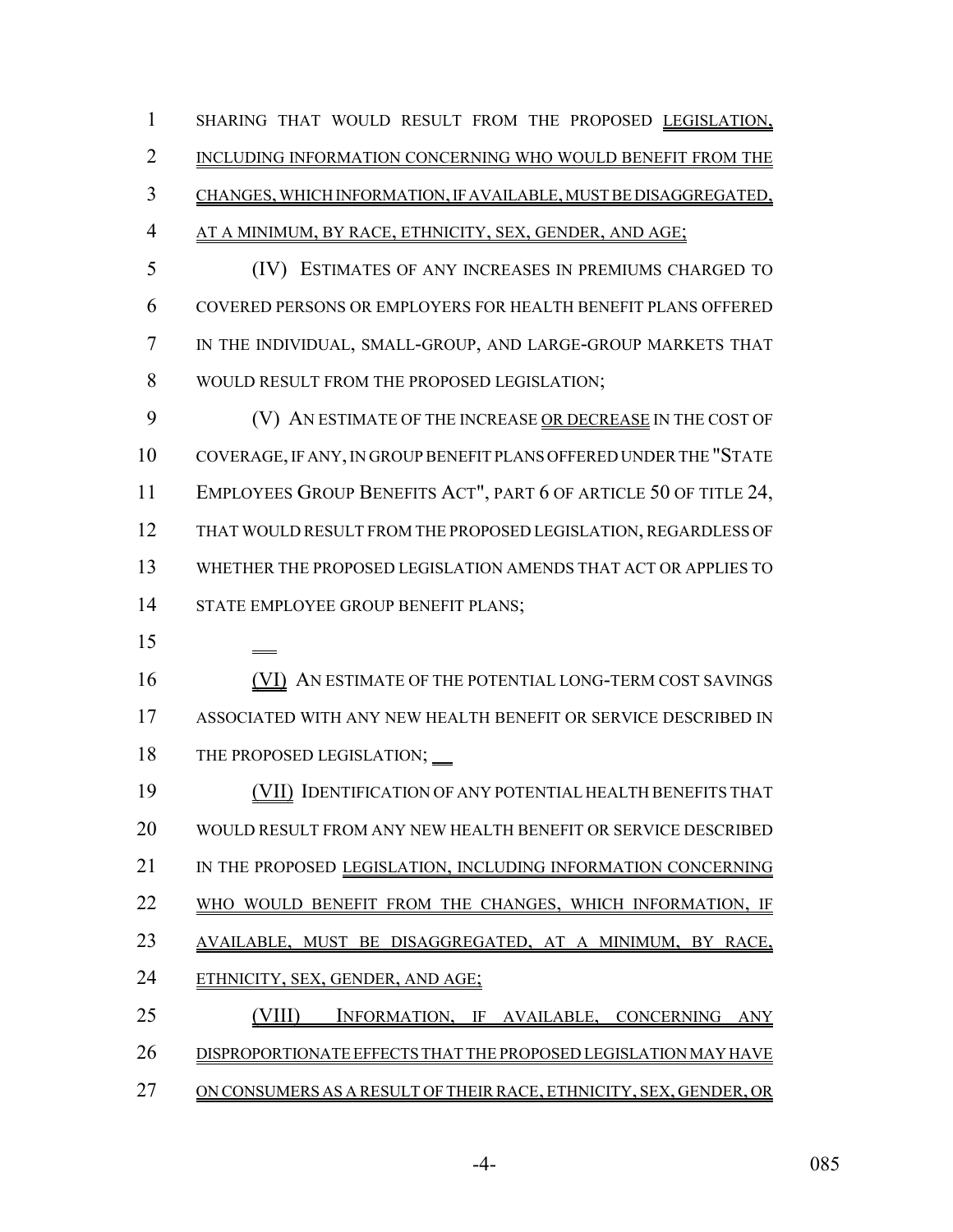SHARING THAT WOULD RESULT FROM THE PROPOSED LEGISLATION, INCLUDING INFORMATION CONCERNING WHO WOULD BENEFIT FROM THE CHANGES, WHICH INFORMATION, IF AVAILABLE, MUST BE DISAGGREGATED, AT A MINIMUM, BY RACE, ETHNICITY, SEX, GENDER, AND AGE;

(IV) ESTIMATES OF ANY INCREASES IN PREMIUMS CHARGED TO COVERED PERSONS OR EMPLOYERS FOR HEALTH BENEFIT PLANS OFFERED IN THE INDIVIDUAL, SMALL-GROUP, AND LARGE-GROUP MARKETS THAT WOULD RESULT FROM THE PROPOSED LEGISLATION;

(V) AN ESTIMATE OF THE INCREASE OR DECREASE IN THE COST OF COVERAGE, IF ANY, IN GROUP BENEFIT PLANS OFFERED UNDER THE "STATE EMPLOYEES GROUP BENEFITS ACT", PART 6 OF ARTICLE 50 OF TITLE 24, THAT WOULD RESULT FROM THE PROPOSED LEGISLATION, REGARDLESS OF WHETHER THE PROPOSED LEGISLATION AMENDS THAT ACT OR APPLIES TO STATE EMPLOYEE GROUP BENEFIT PLANS;

(VI) AN ESTIMATE OF THE POTENTIAL LONG-TERM COST SAVINGS ASSOCIATED WITH ANY NEW HEALTH BENEFIT OR SERVICE DESCRIBED IN THE PROPOSED LEGISLATION;

(VII) IDENTIFICATION OF ANY POTENTIAL HEALTH BENEFITS THAT WOULD RESULT FROM ANY NEW HEALTH BENEFIT OR SERVICE DESCRIBED IN THE PROPOSED LEGISLATION, INCLUDING INFORMATION CONCERNING WHO WOULD BENEFIT FROM THE CHANGES, WHICH INFORMATION, IF AVAILABLE, MUST BE DISAGGREGATED, AT A MINIMUM, BY RACE, ETHNICITY, SEX, GENDER, AND AGE;

(VIII) INFORMATION, IF AVAILABLE, CONCERNING ANY DISPROPORTIONATE EFFECTS THAT THE PROPOSED LEGISLATION MAY HAVE ON CONSUMERS AS A RESULT OF THEIR RACE, ETHNICITY, SEX, GENDER, OR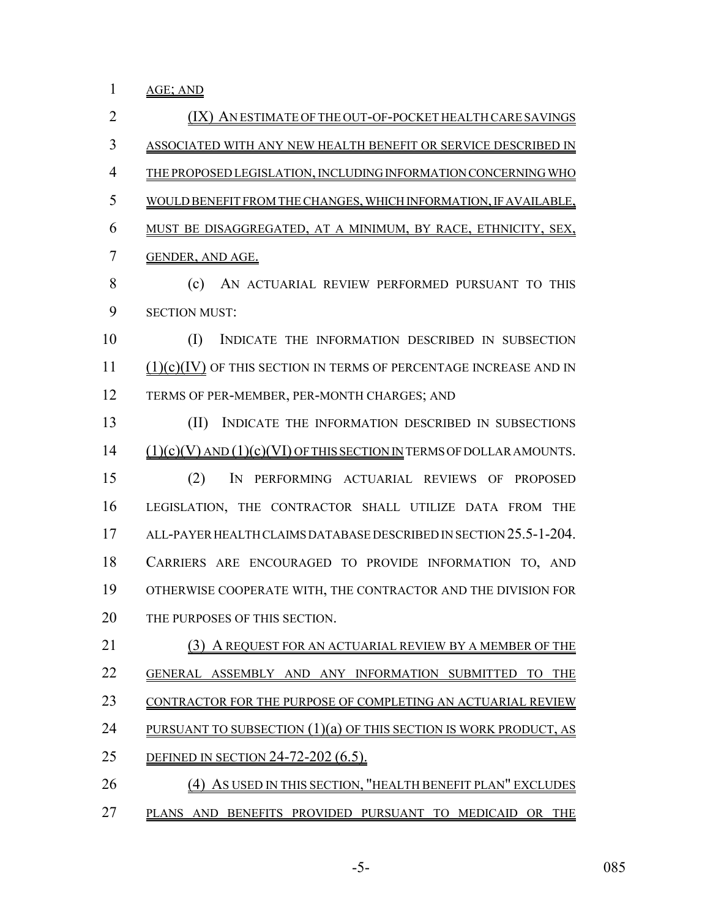AGE; AND

(IX) AN ESTIMATE OF THE OUT-OF-POCKET HEALTH CARE SAVINGS ASSOCIATED WITH ANY NEW HEALTH BENEFIT OR SERVICE DESCRIBED IN THE PROPOSED LEGISLATION, INCLUDING INFORMATION CONCERNING WHO WOULD BENEFIT FROM THE CHANGES, WHICH INFORMATION, IF AVAILABLE, MUST BE DISAGGREGATED, AT A MINIMUM, BY RACE, ETHNICITY, SEX, GENDER, AND AGE.

(c) AN ACTUARIAL REVIEW PERFORMED PURSUANT TO THIS SECTION MUST:

(I) INDICATE THE INFORMATION DESCRIBED IN SUBSECTION (1)(c)(IV) OF THIS SECTION IN TERMS OF PERCENTAGE INCREASE AND IN TERMS OF PER-MEMBER, PER-MONTH CHARGES; AND

(II) INDICATE THE INFORMATION DESCRIBED IN SUBSECTIONS (1)(c)(V) AND (1)(c)(VI) OF THIS SECTION IN TERMS OF DOLLAR AMOUNTS.

(2) IN PERFORMING ACTUARIAL REVIEWS OF PROPOSED LEGISLATION, THE CONTRACTOR SHALL UTILIZE DATA FROM THE ALL-PAYER HEALTH CLAIMS DATABASE DESCRIBED IN SECTION 25.5-1-204. CARRIERS ARE ENCOURAGED TO PROVIDE INFORMATION TO, AND OTHERWISE COOPERATE WITH, THE CONTRACTOR AND THE DIVISION FOR THE PURPOSES OF THIS SECTION.

(3) A REQUEST FOR AN ACTUARIAL REVIEW BY A MEMBER OF THE GENERAL ASSEMBLY AND ANY INFORMATION SUBMITTED TO THE CONTRACTOR FOR THE PURPOSE OF COMPLETING AN ACTUARIAL REVIEW PURSUANT TO SUBSECTION (1)(a) OF THIS SECTION IS WORK PRODUCT, AS DEFINED IN SECTION 24-72-202 (6.5).

(4) AS USED IN THIS SECTION, "HEALTH BENEFIT PLAN" EXCLUDES PLANS AND BENEFITS PROVIDED PURSUANT TO MEDICAID OR THE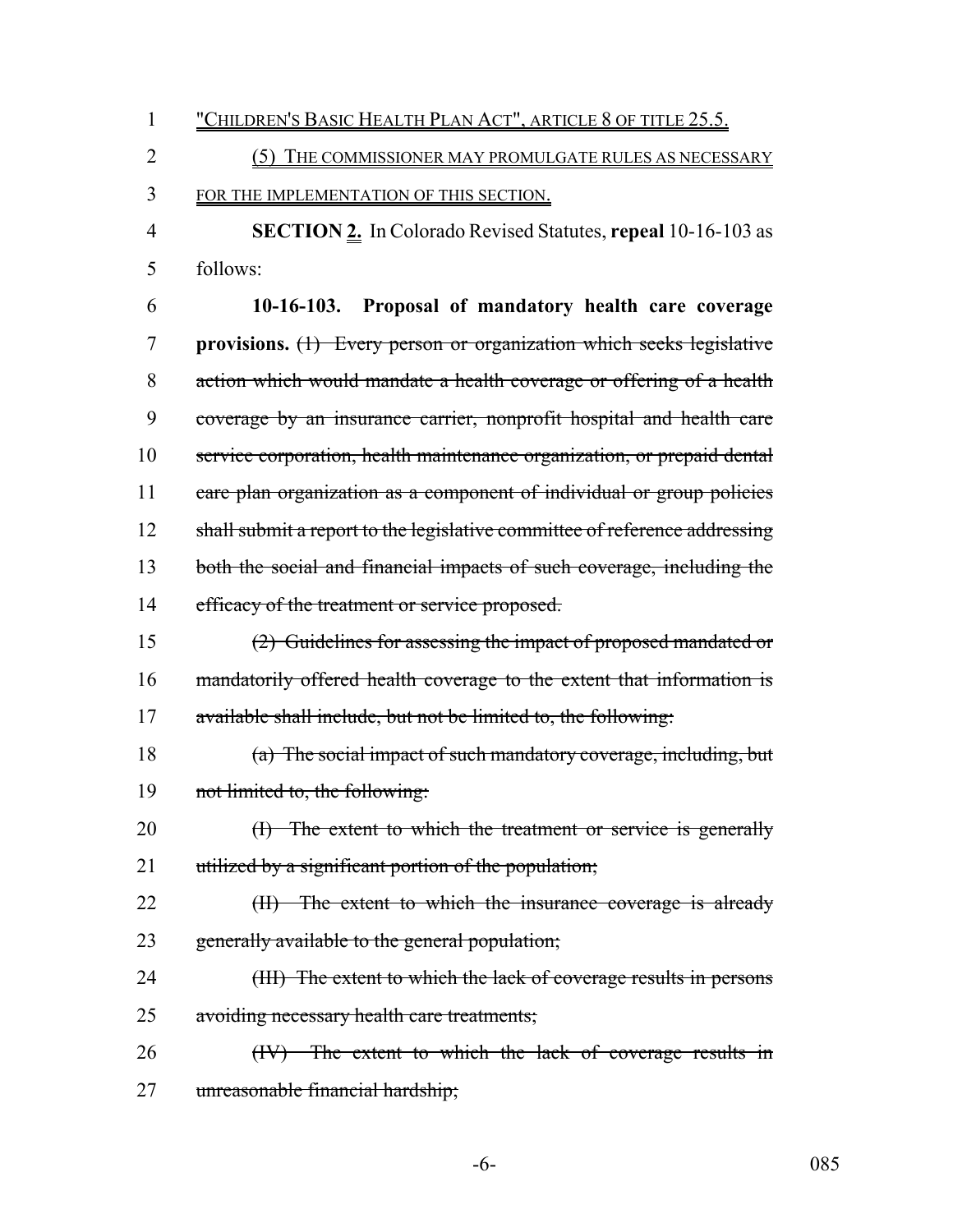"CHILDREN'S BASIC HEALTH PLAN ACT", ARTICLE 8 OF TITLE 25.5.

(5) THE COMMISSIONER MAY PROMULGATE RULES AS NECESSARY FOR THE IMPLEMENTATION OF THIS SECTION.

**SECTION 2.** In Colorado Revised Statutes, **repeal** 10-16-103 as follows:

**10-16-103. Proposal of mandatory health care coverage provisions.** ~~(1) Every person or organization which seeks legislative action which would mandate a health coverage or offering of a health coverage by an insurance carrier, nonprofit hospital and health care service corporation, health maintenance organization, or prepaid dental care plan organization as a component of individual or group policies shall submit a report to the legislative committee of reference addressing both the social and financial impacts of such coverage, including the efficacy of the treatment or service proposed.~~

~~(2) Guidelines for assessing the impact of proposed mandated or mandatorily offered health coverage to the extent that information is available shall include, but not be limited to, the following:~~

~~(a) The social impact of such mandatory coverage, including, but not limited to, the following:~~

~~(I) The extent to which the treatment or service is generally utilized by a significant portion of the population;~~

~~(II) The extent to which the insurance coverage is already generally available to the general population;~~

~~(III) The extent to which the lack of coverage results in persons avoiding necessary health care treatments;~~

~~(IV) The extent to which the lack of coverage results in unreasonable financial hardship;~~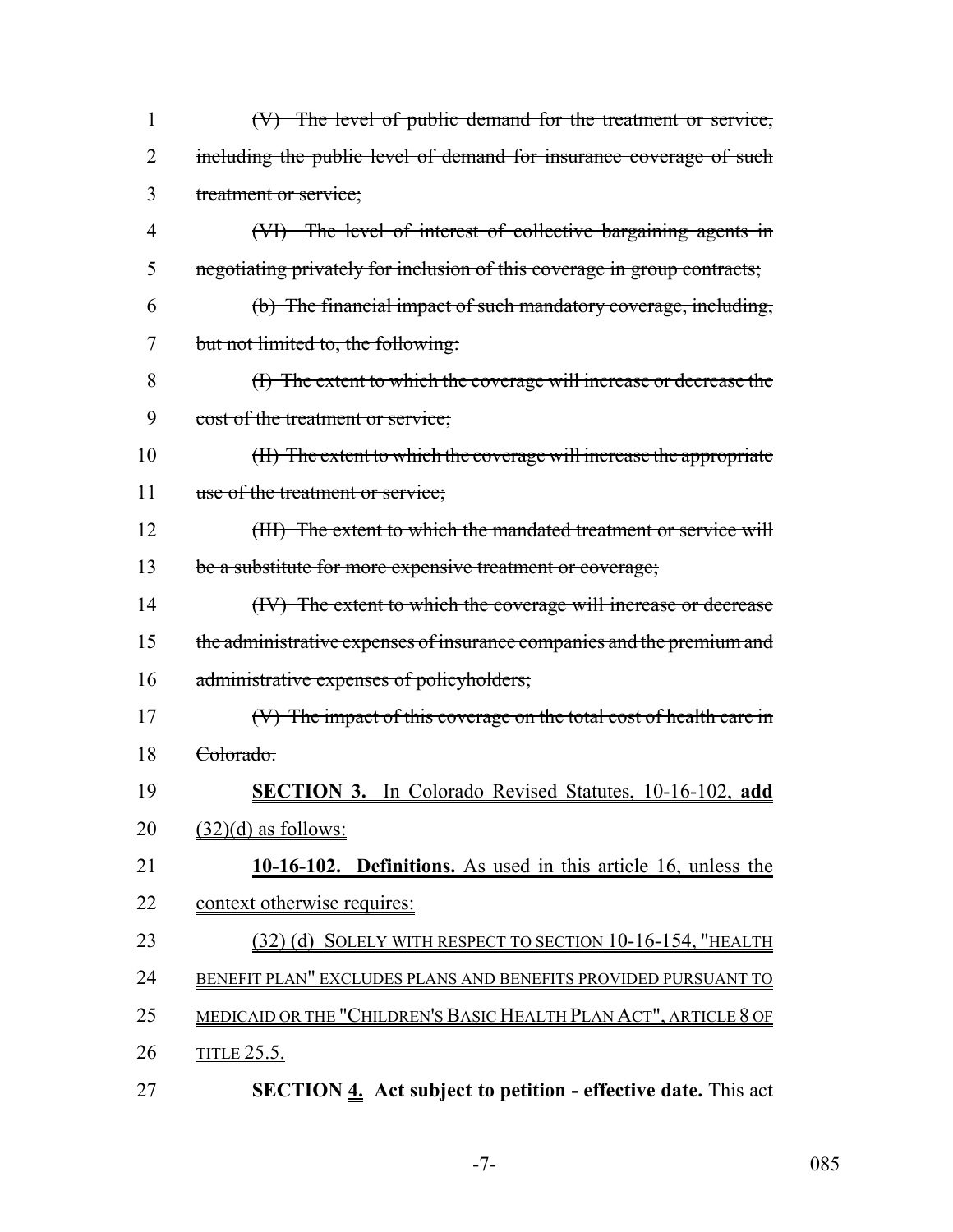~~(V) The level of public demand for the treatment or service, including the public level of demand for insurance coverage of such treatment or service;~~

~~(VI) The level of interest of collective bargaining agents in negotiating privately for inclusion of this coverage in group contracts;~~

~~(b) The financial impact of such mandatory coverage, including, but not limited to, the following:~~

~~(I) The extent to which the coverage will increase or decrease the cost of the treatment or service;~~

~~(II) The extent to which the coverage will increase the appropriate use of the treatment or service;~~

~~(III) The extent to which the mandated treatment or service will be a substitute for more expensive treatment or coverage;~~

~~(IV) The extent to which the coverage will increase or decrease the administrative expenses of insurance companies and the premium and administrative expenses of policyholders;~~

~~(V) The impact of this coverage on the total cost of health care in Colorado.~~

**SECTION 3.** In Colorado Revised Statutes, 10-16-102, **add** (32)(d) as follows:

**10-16-102. Definitions.** As used in this article 16, unless the context otherwise requires:

(32) (d) SOLELY WITH RESPECT TO SECTION 10-16-154, "HEALTH BENEFIT PLAN" EXCLUDES PLANS AND BENEFITS PROVIDED PURSUANT TO MEDICAID OR THE "CHILDREN'S BASIC HEALTH PLAN ACT", ARTICLE 8 OF TITLE 25.5.

**SECTION 4. Act subject to petition - effective date.** This act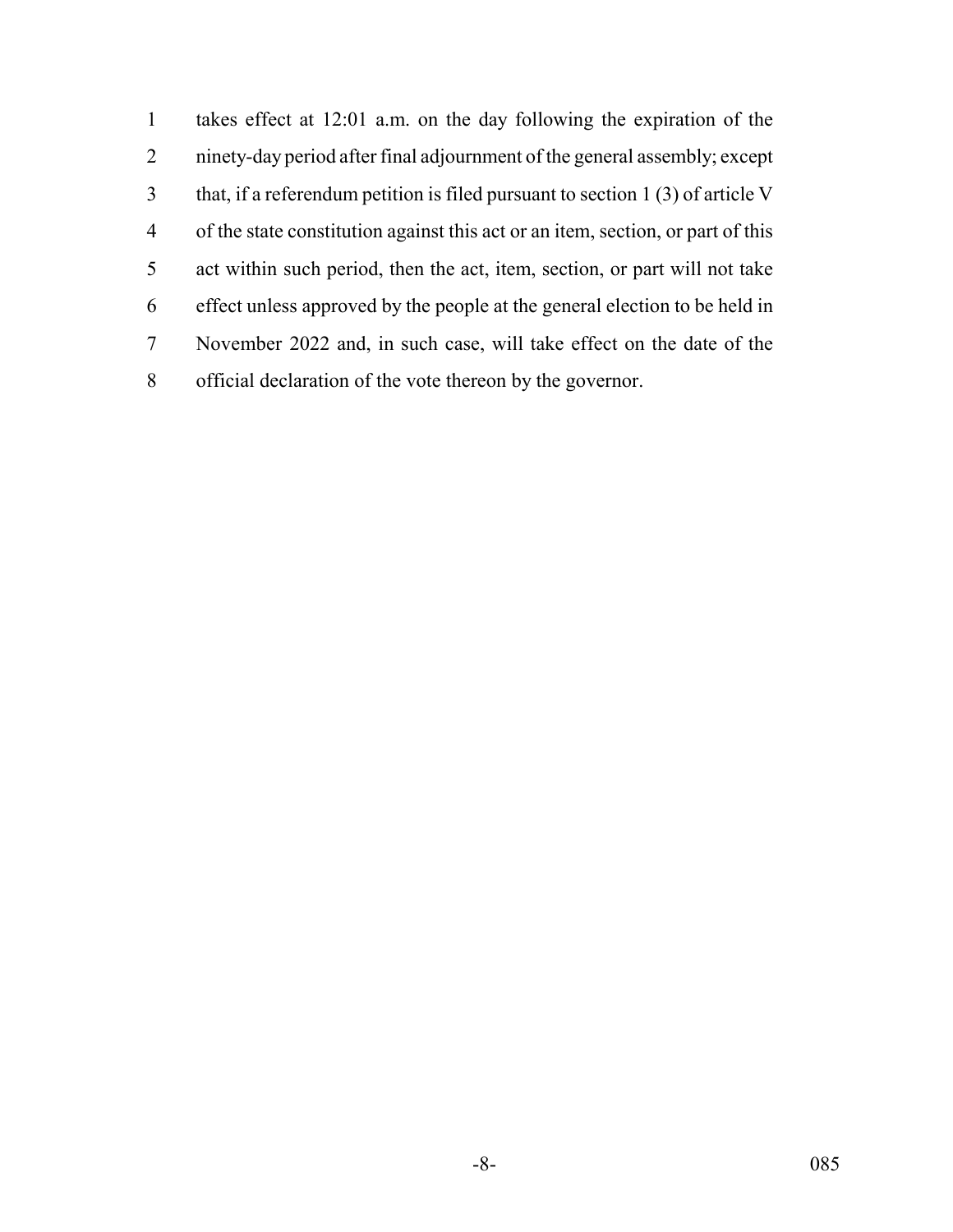takes effect at 12:01 a.m. on the day following the expiration of the ninety-day period after final adjournment of the general assembly; except that, if a referendum petition is filed pursuant to section 1 (3) of article V of the state constitution against this act or an item, section, or part of this act within such period, then the act, item, section, or part will not take effect unless approved by the people at the general election to be held in November 2022 and, in such case, will take effect on the date of the official declaration of the vote thereon by the governor.